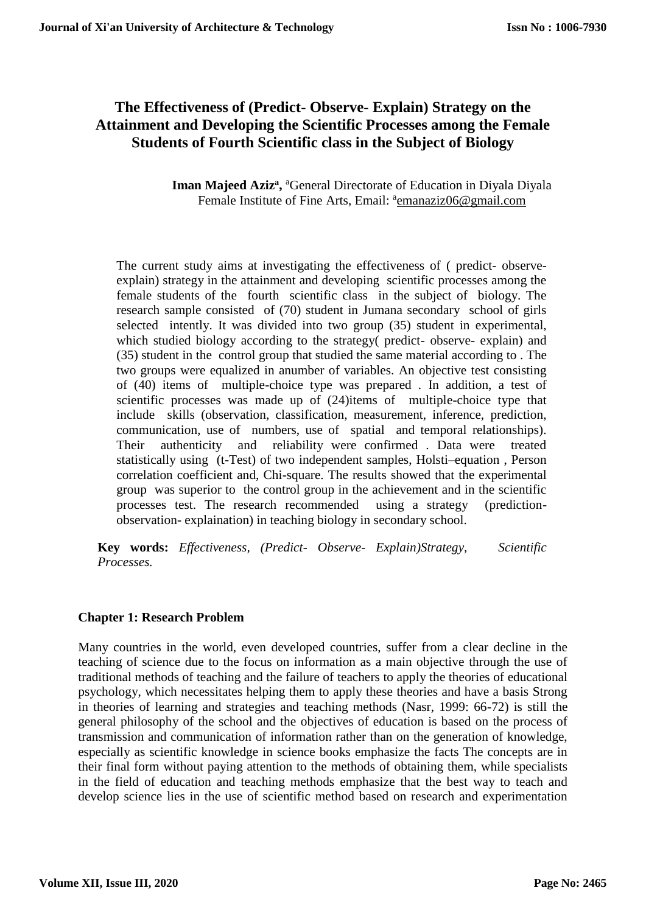# The Effectiveness of (Predict- Observe- Explain) Strategy on the Attainment and Developing the Scientific Processes among the Female Students of Fourth Scientific class in the Subject of Biology

**Iman Majeed Aziz[a]**, [a]General Directorate of Education in Diyala Diyala Female Institute of Fine Arts, Email: [a]emanaziz06@gmail.com

The current study aims at investigating the effectiveness of ( predict- observe-explain) strategy in the attainment and developing scientific processes among the female students of the fourth scientific class in the subject of biology. The research sample consisted of (70) student in Jumana secondary school of girls selected intently. It was divided into two group (35) student in experimental, which studied biology according to the strategy( predict- observe- explain) and (35) student in the control group that studied the same material according to . The two groups were equalized in anumber of variables. An objective test consisting of (40) items of multiple-choice type was prepared . In addition, a test of scientific processes was made up of (24)items of multiple-choice type that include skills (observation, classification, measurement, inference, prediction, communication, use of numbers, use of spatial and temporal relationships). Their authenticity and reliability were confirmed . Data were treated statistically using (t-Test) of two independent samples, Holsti–equation , Person correlation coefficient and, Chi-square. The results showed that the experimental group was superior to the control group in the achievement and in the scientific processes test. The research recommended using a strategy (prediction-observation- explaination) in teaching biology in secondary school.

**Key words:** *Effectiveness, (Predict- Observe- Explain)Strategy, Scientific Processes.*

## Chapter 1: Research Problem

Many countries in the world, even developed countries, suffer from a clear decline in the teaching of science due to the focus on information as a main objective through the use of traditional methods of teaching and the failure of teachers to apply the theories of educational psychology, which necessitates helping them to apply these theories and have a basis Strong in theories of learning and strategies and teaching methods (Nasr, 1999: 66-72) is still the general philosophy of the school and the objectives of education is based on the process of transmission and communication of information rather than on the generation of knowledge, especially as scientific knowledge in science books emphasize the facts The concepts are in their final form without paying attention to the methods of obtaining them, while specialists in the field of education and teaching methods emphasize that the best way to teach and develop science lies in the use of scientific method based on research and experimentation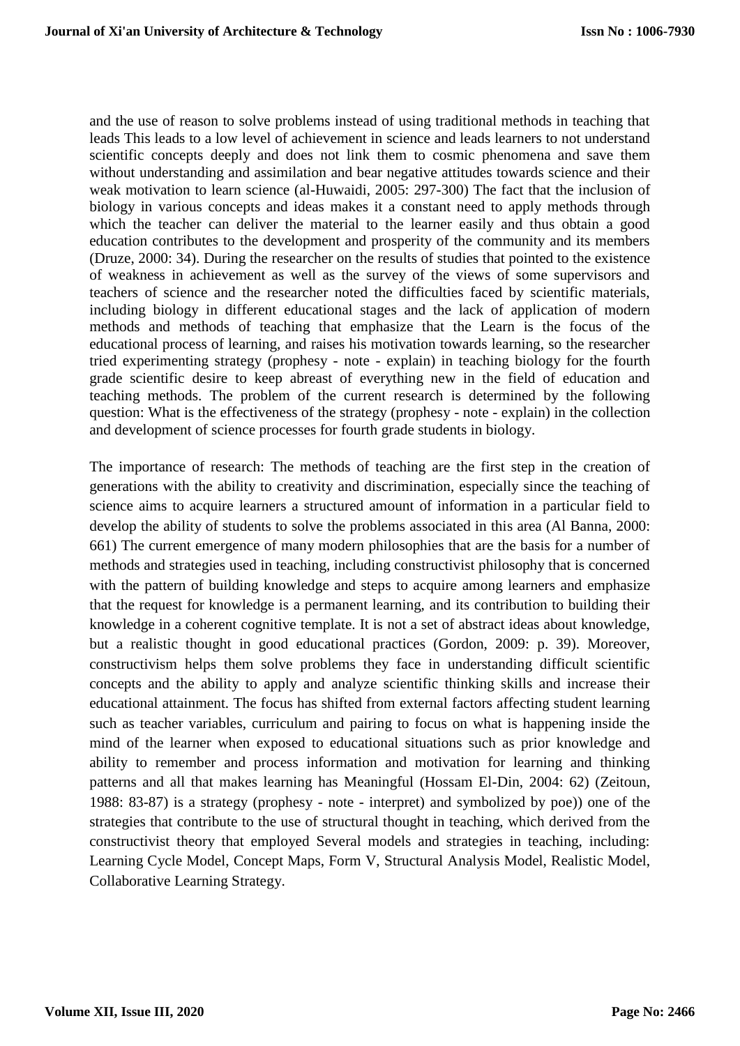and the use of reason to solve problems instead of using traditional methods in teaching that leads This leads to a low level of achievement in science and leads learners to not understand scientific concepts deeply and does not link them to cosmic phenomena and save them without understanding and assimilation and bear negative attitudes towards science and their weak motivation to learn science (al-Huwaidi, 2005: 297-300) The fact that the inclusion of biology in various concepts and ideas makes it a constant need to apply methods through which the teacher can deliver the material to the learner easily and thus obtain a good education contributes to the development and prosperity of the community and its members (Druze, 2000: 34). During the researcher on the results of studies that pointed to the existence of weakness in achievement as well as the survey of the views of some supervisors and teachers of science and the researcher noted the difficulties faced by scientific materials, including biology in different educational stages and the lack of application of modern methods and methods of teaching that emphasize that the Learn is the focus of the educational process of learning, and raises his motivation towards learning, so the researcher tried experimenting strategy (prophesy - note - explain) in teaching biology for the fourth grade scientific desire to keep abreast of everything new in the field of education and teaching methods. The problem of the current research is determined by the following question: What is the effectiveness of the strategy (prophesy - note - explain) in the collection and development of science processes for fourth grade students in biology.

The importance of research: The methods of teaching are the first step in the creation of generations with the ability to creativity and discrimination, especially since the teaching of science aims to acquire learners a structured amount of information in a particular field to develop the ability of students to solve the problems associated in this area (Al Banna, 2000: 661) The current emergence of many modern philosophies that are the basis for a number of methods and strategies used in teaching, including constructivist philosophy that is concerned with the pattern of building knowledge and steps to acquire among learners and emphasize that the request for knowledge is a permanent learning, and its contribution to building their knowledge in a coherent cognitive template. It is not a set of abstract ideas about knowledge, but a realistic thought in good educational practices (Gordon, 2009: p. 39). Moreover, constructivism helps them solve problems they face in understanding difficult scientific concepts and the ability to apply and analyze scientific thinking skills and increase their educational attainment. The focus has shifted from external factors affecting student learning such as teacher variables, curriculum and pairing to focus on what is happening inside the mind of the learner when exposed to educational situations such as prior knowledge and ability to remember and process information and motivation for learning and thinking patterns and all that makes learning has Meaningful (Hossam El-Din, 2004: 62) (Zeitoun, 1988: 83-87) is a strategy (prophesy - note - interpret) and symbolized by poe)) one of the strategies that contribute to the use of structural thought in teaching, which derived from the constructivist theory that employed Several models and strategies in teaching, including: Learning Cycle Model, Concept Maps, Form V, Structural Analysis Model, Realistic Model, Collaborative Learning Strategy.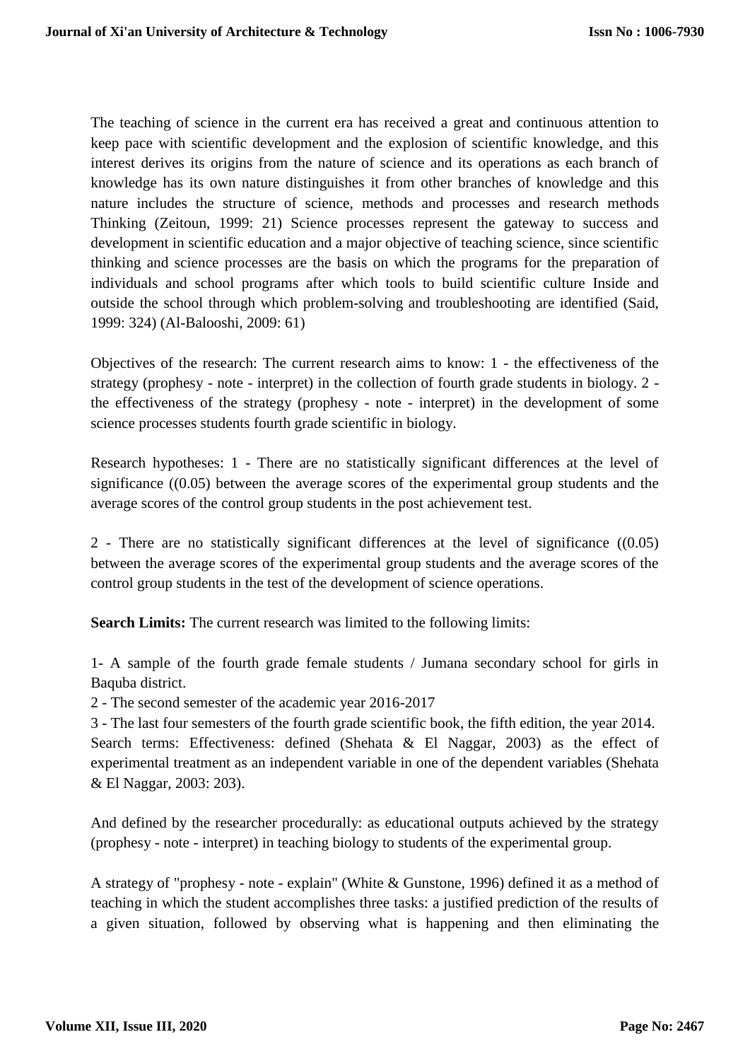The teaching of science in the current era has received a great and continuous attention to keep pace with scientific development and the explosion of scientific knowledge, and this interest derives its origins from the nature of science and its operations as each branch of knowledge has its own nature distinguishes it from other branches of knowledge and this nature includes the structure of science, methods and processes and research methods Thinking (Zeitoun, 1999: 21) Science processes represent the gateway to success and development in scientific education and a major objective of teaching science, since scientific thinking and science processes are the basis on which the programs for the preparation of individuals and school programs after which tools to build scientific culture Inside and outside the school through which problem-solving and troubleshooting are identified (Said, 1999: 324) (Al-Balooshi, 2009: 61)

Objectives of the research: The current research aims to know: 1 - the effectiveness of the strategy (prophesy - note - interpret) in the collection of fourth grade students in biology. 2 - the effectiveness of the strategy (prophesy - note - interpret) in the development of some science processes students fourth grade scientific in biology.

Research hypotheses: 1 - There are no statistically significant differences at the level of significance ((0.05) between the average scores of the experimental group students and the average scores of the control group students in the post achievement test.

2 - There are no statistically significant differences at the level of significance ((0.05) between the average scores of the experimental group students and the average scores of the control group students in the test of the development of science operations.

**Search Limits:** The current research was limited to the following limits:

1- A sample of the fourth grade female students / Jumana secondary school for girls in Baquba district.

2 - The second semester of the academic year 2016-2017

3 - The last four semesters of the fourth grade scientific book, the fifth edition, the year 2014.

Search terms: Effectiveness: defined (Shehata & El Naggar, 2003) as the effect of experimental treatment as an independent variable in one of the dependent variables (Shehata & El Naggar, 2003: 203).

And defined by the researcher procedurally: as educational outputs achieved by the strategy (prophesy - note - interpret) in teaching biology to students of the experimental group.

A strategy of "prophesy - note - explain" (White & Gunstone, 1996) defined it as a method of teaching in which the student accomplishes three tasks: a justified prediction of the results of a given situation, followed by observing what is happening and then eliminating the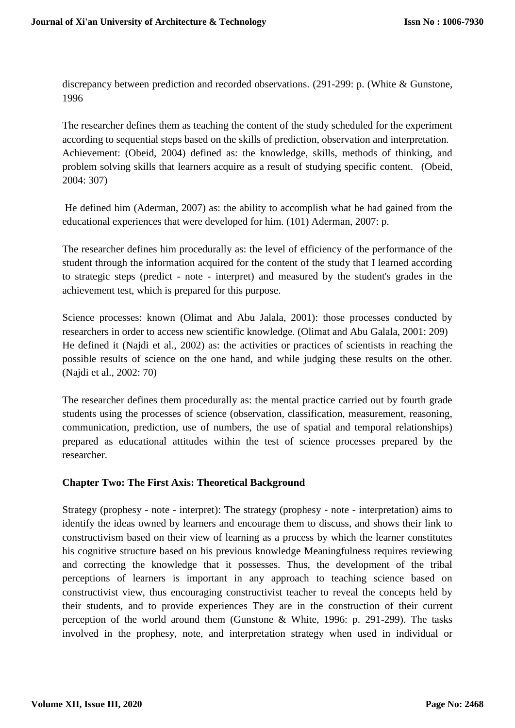discrepancy between prediction and recorded observations. (291-299: p. (White & Gunstone, 1996

The researcher defines them as teaching the content of the study scheduled for the experiment according to sequential steps based on the skills of prediction, observation and interpretation. Achievement: (Obeid, 2004) defined as: the knowledge, skills, methods of thinking, and problem solving skills that learners acquire as a result of studying specific content. (Obeid, 2004: 307)

He defined him (Aderman, 2007) as: the ability to accomplish what he had gained from the educational experiences that were developed for him. (101) Aderman, 2007: p.

The researcher defines him procedurally as: the level of efficiency of the performance of the student through the information acquired for the content of the study that I learned according to strategic steps (predict - note - interpret) and measured by the student's grades in the achievement test, which is prepared for this purpose.

Science processes: known (Olimat and Abu Jalala, 2001): those processes conducted by researchers in order to access new scientific knowledge. (Olimat and Abu Galala, 2001: 209) He defined it (Najdi et al., 2002) as: the activities or practices of scientists in reaching the possible results of science on the one hand, and while judging these results on the other. (Najdi et al., 2002: 70)

The researcher defines them procedurally as: the mental practice carried out by fourth grade students using the processes of science (observation, classification, measurement, reasoning, communication, prediction, use of numbers, the use of spatial and temporal relationships) prepared as educational attitudes within the test of science processes prepared by the researcher.

## Chapter Two: The First Axis: Theoretical Background

Strategy (prophesy - note - interpret): The strategy (prophesy - note - interpretation) aims to identify the ideas owned by learners and encourage them to discuss, and shows their link to constructivism based on their view of learning as a process by which the learner constitutes his cognitive structure based on his previous knowledge Meaningfulness requires reviewing and correcting the knowledge that it possesses. Thus, the development of the tribal perceptions of learners is important in any approach to teaching science based on constructivist view, thus encouraging constructivist teacher to reveal the concepts held by their students, and to provide experiences They are in the construction of their current perception of the world around them (Gunstone & White, 1996: p. 291-299). The tasks involved in the prophesy, note, and interpretation strategy when used in individual or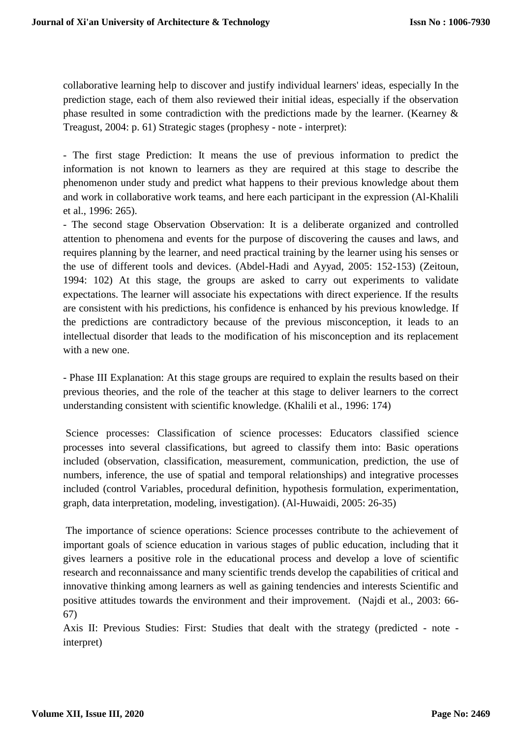collaborative learning help to discover and justify individual learners' ideas, especially In the prediction stage, each of them also reviewed their initial ideas, especially if the observation phase resulted in some contradiction with the predictions made by the learner. (Kearney & Treagust, 2004: p. 61) Strategic stages (prophesy - note - interpret):

- The first stage Prediction: It means the use of previous information to predict the information is not known to learners as they are required at this stage to describe the phenomenon under study and predict what happens to their previous knowledge about them and work in collaborative work teams, and here each participant in the expression (Al-Khalili et al., 1996: 265).
- The second stage Observation Observation: It is a deliberate organized and controlled attention to phenomena and events for the purpose of discovering the causes and laws, and requires planning by the learner, and need practical training by the learner using his senses or the use of different tools and devices. (Abdel-Hadi and Ayyad, 2005: 152-153) (Zeitoun, 1994: 102) At this stage, the groups are asked to carry out experiments to validate expectations. The learner will associate his expectations with direct experience. If the results are consistent with his predictions, his confidence is enhanced by his previous knowledge. If the predictions are contradictory because of the previous misconception, it leads to an intellectual disorder that leads to the modification of his misconception and its replacement with a new one.

- Phase III Explanation: At this stage groups are required to explain the results based on their previous theories, and the role of the teacher at this stage to deliver learners to the correct understanding consistent with scientific knowledge. (Khalili et al., 1996: 174)

Science processes: Classification of science processes: Educators classified science processes into several classifications, but agreed to classify them into: Basic operations included (observation, classification, measurement, communication, prediction, the use of numbers, inference, the use of spatial and temporal relationships) and integrative processes included (control Variables, procedural definition, hypothesis formulation, experimentation, graph, data interpretation, modeling, investigation). (Al-Huwaidi, 2005: 26-35)

The importance of science operations: Science processes contribute to the achievement of important goals of science education in various stages of public education, including that it gives learners a positive role in the educational process and develop a love of scientific research and reconnaissance and many scientific trends develop the capabilities of critical and innovative thinking among learners as well as gaining tendencies and interests Scientific and positive attitudes towards the environment and their improvement. (Najdi et al., 2003: 66-67)

Axis II: Previous Studies: First: Studies that dealt with the strategy (predicted - note - interpret)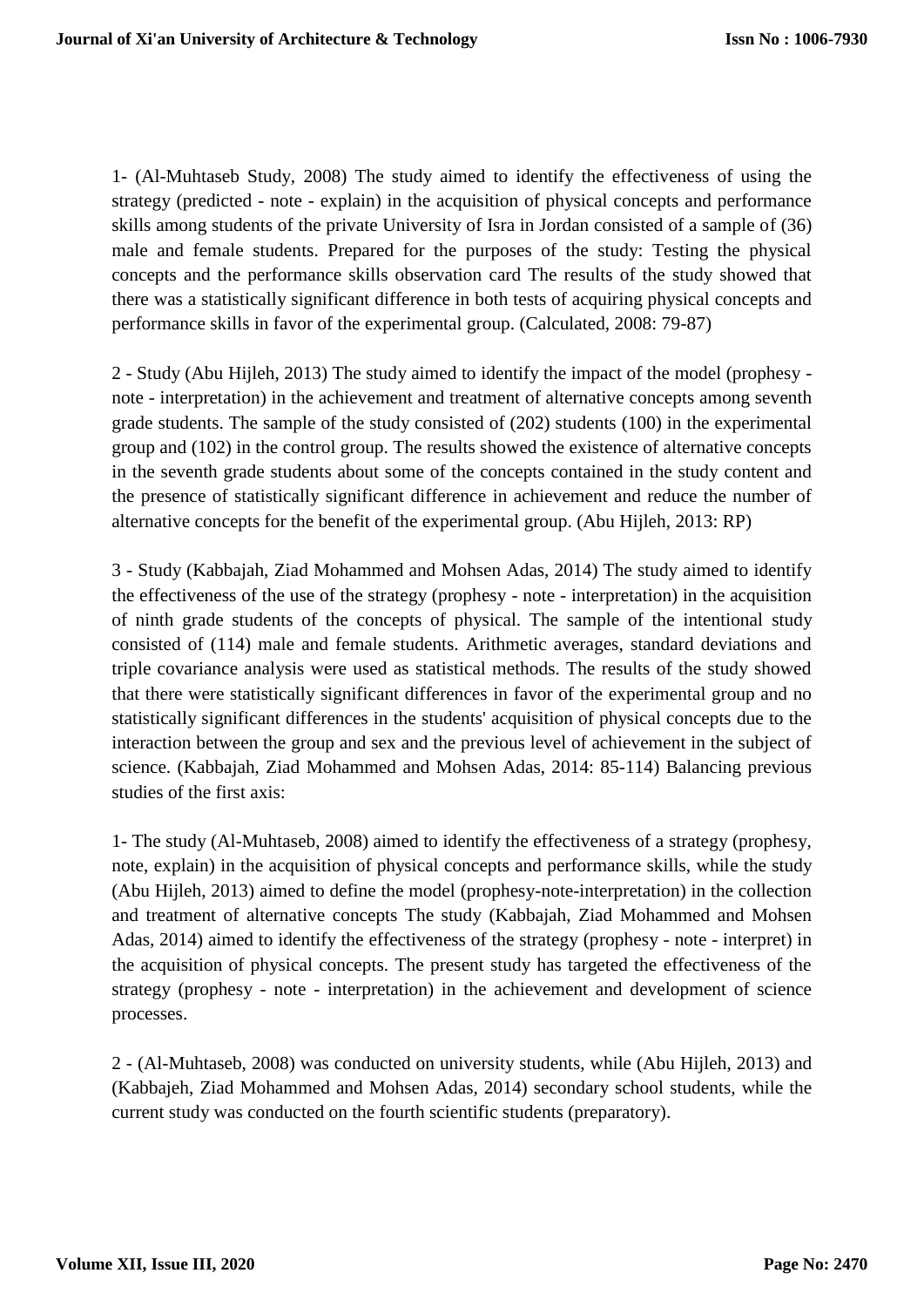1- (Al-Muhtaseb Study, 2008) The study aimed to identify the effectiveness of using the strategy (predicted - note - explain) in the acquisition of physical concepts and performance skills among students of the private University of Isra in Jordan consisted of a sample of (36) male and female students. Prepared for the purposes of the study: Testing the physical concepts and the performance skills observation card The results of the study showed that there was a statistically significant difference in both tests of acquiring physical concepts and performance skills in favor of the experimental group. (Calculated, 2008: 79-87)

2 - Study (Abu Hijleh, 2013) The study aimed to identify the impact of the model (prophesy - note - interpretation) in the achievement and treatment of alternative concepts among seventh grade students. The sample of the study consisted of (202) students (100) in the experimental group and (102) in the control group. The results showed the existence of alternative concepts in the seventh grade students about some of the concepts contained in the study content and the presence of statistically significant difference in achievement and reduce the number of alternative concepts for the benefit of the experimental group. (Abu Hijleh, 2013: RP)

3 - Study (Kabbajah, Ziad Mohammed and Mohsen Adas, 2014) The study aimed to identify the effectiveness of the use of the strategy (prophesy - note - interpretation) in the acquisition of ninth grade students of the concepts of physical. The sample of the intentional study consisted of (114) male and female students. Arithmetic averages, standard deviations and triple covariance analysis were used as statistical methods. The results of the study showed that there were statistically significant differences in favor of the experimental group and no statistically significant differences in the students' acquisition of physical concepts due to the interaction between the group and sex and the previous level of achievement in the subject of science. (Kabbajah, Ziad Mohammed and Mohsen Adas, 2014: 85-114) Balancing previous studies of the first axis:

1- The study (Al-Muhtaseb, 2008) aimed to identify the effectiveness of a strategy (prophesy, note, explain) in the acquisition of physical concepts and performance skills, while the study (Abu Hijleh, 2013) aimed to define the model (prophesy-note-interpretation) in the collection and treatment of alternative concepts The study (Kabbajah, Ziad Mohammed and Mohsen Adas, 2014) aimed to identify the effectiveness of the strategy (prophesy - note - interpret) in the acquisition of physical concepts. The present study has targeted the effectiveness of the strategy (prophesy - note - interpretation) in the achievement and development of science processes.

2 - (Al-Muhtaseb, 2008) was conducted on university students, while (Abu Hijleh, 2013) and (Kabbajeh, Ziad Mohammed and Mohsen Adas, 2014) secondary school students, while the current study was conducted on the fourth scientific students (preparatory).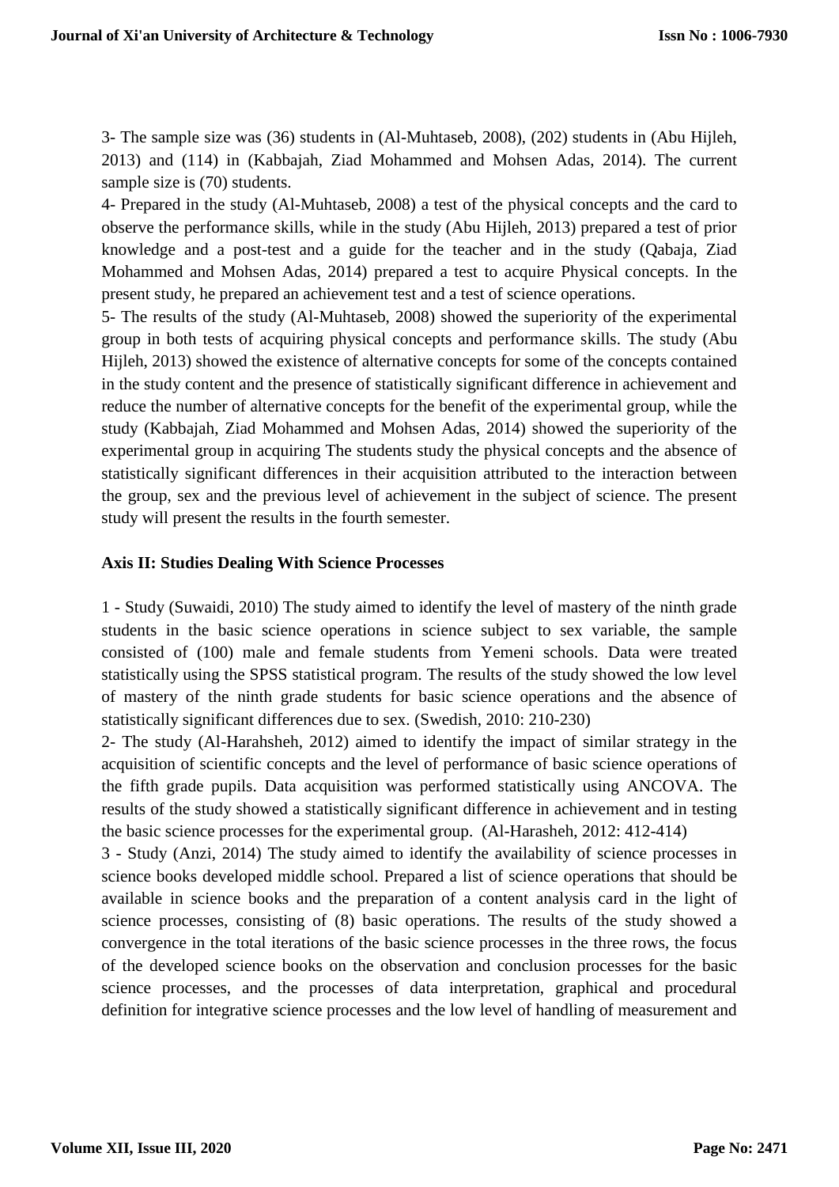3- The sample size was (36) students in (Al-Muhtaseb, 2008), (202) students in (Abu Hijleh, 2013) and (114) in (Kabbajah, Ziad Mohammed and Mohsen Adas, 2014). The current sample size is (70) students.

4- Prepared in the study (Al-Muhtaseb, 2008) a test of the physical concepts and the card to observe the performance skills, while in the study (Abu Hijleh, 2013) prepared a test of prior knowledge and a post-test and a guide for the teacher and in the study (Qabaja, Ziad Mohammed and Mohsen Adas, 2014) prepared a test to acquire Physical concepts. In the present study, he prepared an achievement test and a test of science operations.

5- The results of the study (Al-Muhtaseb, 2008) showed the superiority of the experimental group in both tests of acquiring physical concepts and performance skills. The study (Abu Hijleh, 2013) showed the existence of alternative concepts for some of the concepts contained in the study content and the presence of statistically significant difference in achievement and reduce the number of alternative concepts for the benefit of the experimental group, while the study (Kabbajah, Ziad Mohammed and Mohsen Adas, 2014) showed the superiority of the experimental group in acquiring The students study the physical concepts and the absence of statistically significant differences in their acquisition attributed to the interaction between the group, sex and the previous level of achievement in the subject of science. The present study will present the results in the fourth semester.

**Axis II: Studies Dealing With Science Processes**

1 - Study (Suwaidi, 2010) The study aimed to identify the level of mastery of the ninth grade students in the basic science operations in science subject to sex variable, the sample consisted of (100) male and female students from Yemeni schools. Data were treated statistically using the SPSS statistical program. The results of the study showed the low level of mastery of the ninth grade students for basic science operations and the absence of statistically significant differences due to sex. (Swedish, 2010: 210-230)

2- The study (Al-Harahsheh, 2012) aimed to identify the impact of similar strategy in the acquisition of scientific concepts and the level of performance of basic science operations of the fifth grade pupils. Data acquisition was performed statistically using ANCOVA. The results of the study showed a statistically significant difference in achievement and in testing the basic science processes for the experimental group. (Al-Harasheh, 2012: 412-414)

3 - Study (Anzi, 2014) The study aimed to identify the availability of science processes in science books developed middle school. Prepared a list of science operations that should be available in science books and the preparation of a content analysis card in the light of science processes, consisting of (8) basic operations. The results of the study showed a convergence in the total iterations of the basic science processes in the three rows, the focus of the developed science books on the observation and conclusion processes for the basic science processes, and the processes of data interpretation, graphical and procedural definition for integrative science processes and the low level of handling of measurement and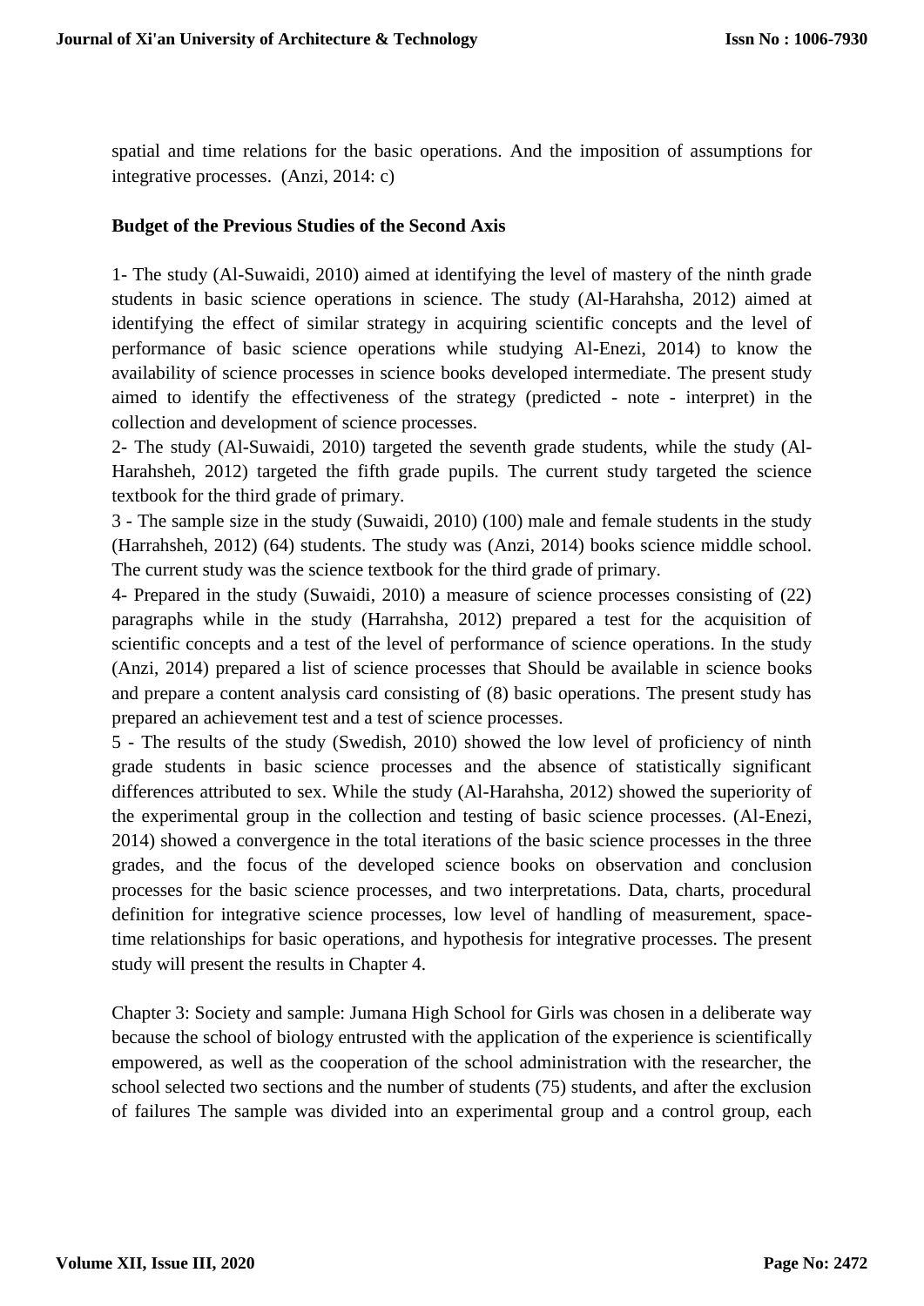spatial and time relations for the basic operations. And the imposition of assumptions for integrative processes. (Anzi, 2014: c)

**Budget of the Previous Studies of the Second Axis**

1- The study (Al-Suwaidi, 2010) aimed at identifying the level of mastery of the ninth grade students in basic science operations in science. The study (Al-Harahsha, 2012) aimed at identifying the effect of similar strategy in acquiring scientific concepts and the level of performance of basic science operations while studying Al-Enezi, 2014) to know the availability of science processes in science books developed intermediate. The present study aimed to identify the effectiveness of the strategy (predicted - note - interpret) in the collection and development of science processes.

2- The study (Al-Suwaidi, 2010) targeted the seventh grade students, while the study (Al-Harahsheh, 2012) targeted the fifth grade pupils. The current study targeted the science textbook for the third grade of primary.

3 - The sample size in the study (Suwaidi, 2010) (100) male and female students in the study (Harrahsheh, 2012) (64) students. The study was (Anzi, 2014) books science middle school. The current study was the science textbook for the third grade of primary.

4- Prepared in the study (Suwaidi, 2010) a measure of science processes consisting of (22) paragraphs while in the study (Harrahsha, 2012) prepared a test for the acquisition of scientific concepts and a test of the level of performance of science operations. In the study (Anzi, 2014) prepared a list of science processes that Should be available in science books and prepare a content analysis card consisting of (8) basic operations. The present study has prepared an achievement test and a test of science processes.

5 - The results of the study (Swedish, 2010) showed the low level of proficiency of ninth grade students in basic science processes and the absence of statistically significant differences attributed to sex. While the study (Al-Harahsha, 2012) showed the superiority of the experimental group in the collection and testing of basic science processes. (Al-Enezi, 2014) showed a convergence in the total iterations of the basic science processes in the three grades, and the focus of the developed science books on observation and conclusion processes for the basic science processes, and two interpretations. Data, charts, procedural definition for integrative science processes, low level of handling of measurement, space-time relationships for basic operations, and hypothesis for integrative processes. The present study will present the results in Chapter 4.

Chapter 3: Society and sample: Jumana High School for Girls was chosen in a deliberate way because the school of biology entrusted with the application of the experience is scientifically empowered, as well as the cooperation of the school administration with the researcher, the school selected two sections and the number of students (75) students, and after the exclusion of failures The sample was divided into an experimental group and a control group, each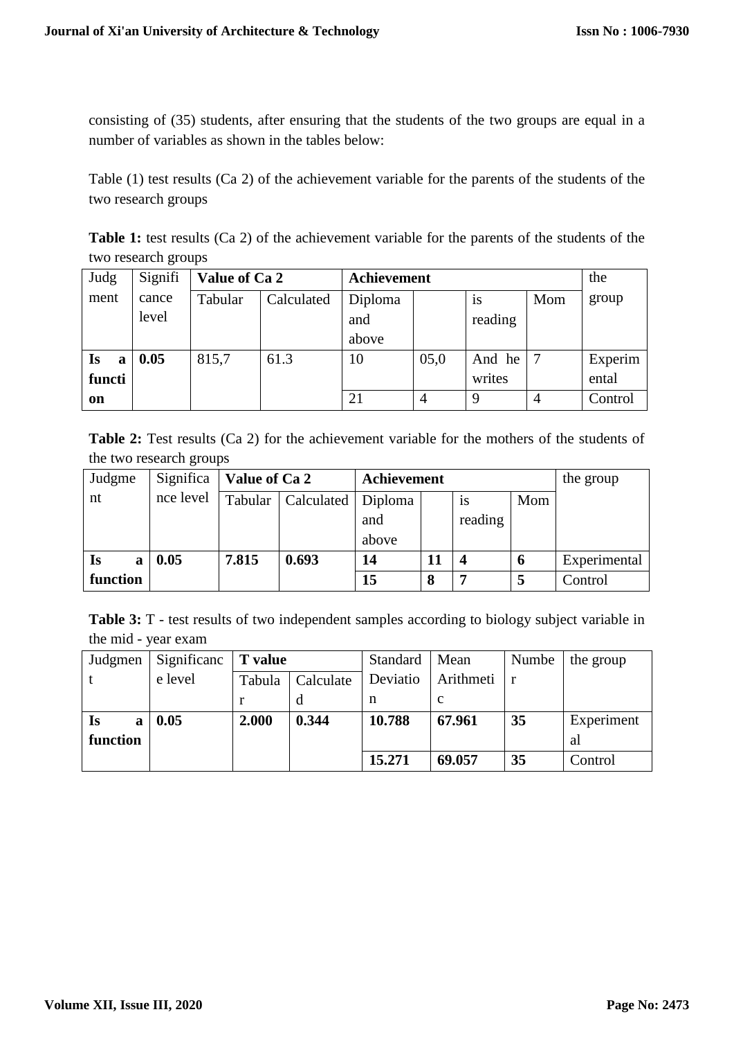consisting of (35) students, after ensuring that the students of the two groups are equal in a number of variables as shown in the tables below:

Table (1) test results (Ca 2) of the achievement variable for the parents of the students of the two research groups

**Table 1:** test results (Ca 2) of the achievement variable for the parents of the students of the two research groups

| Judgment | Significance level | Value of Ca 2 | | Achievement | | | | the group |
|---|---|---|---|---|---|---|---|---|
| | | Tabular | Calculated | Diploma and above | | is reading | Mom | |
| **Is a function** | **0.05** | 815,7 | 61.3 | 10 | 05,0 | And he writes | 7 | Experimental |
| | | | | 21 | 4 | 9 | 4 | Control |

**Table 2:** Test results (Ca 2) for the achievement variable for the mothers of the students of the two research groups

| Judgment | Significance level | Value of Ca 2 | | Achievement | | | | the group |
|---|---|---|---|---|---|---|---|---|
| | | Tabular | Calculated | Diploma and above | | is reading | Mom | |
| **Is a function** | **0.05** | **7.815** | **0.693** | **14** | **11** | **4** | **6** | Experimental |
| | | | | **15** | **8** | **7** | **5** | Control |

**Table 3:** T - test results of two independent samples according to biology subject variable in the mid - year exam

| Judgment | Significance level | T value | | Standard Deviation | Mean Arithmetic | Number | the group |
|---|---|---|---|---|---|---|---|
| | | Tabular | Calculated | | | | |
| **Is a function** | **0.05** | **2.000** | **0.344** | **10.788** | **67.961** | **35** | Experimental |
| | | | | **15.271** | **69.057** | **35** | Control |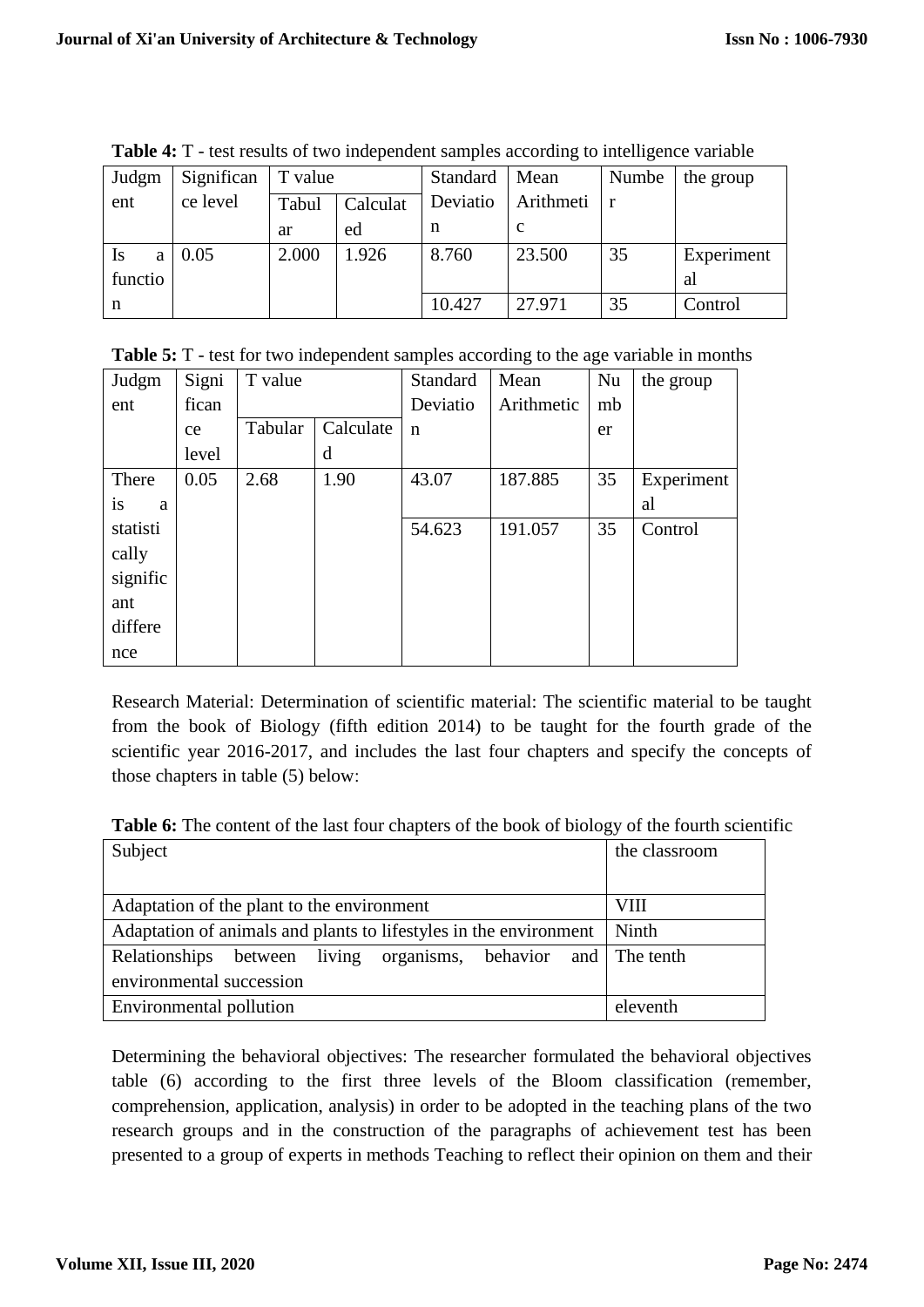**Table 4:** T - test results of two independent samples according to intelligence variable

| Judgment | Significance level | T value | | Standard Deviation | Mean Arithmetic | Number | the group |
|---|---|---|---|---|---|---|---|
| | | Tabular | Calculated | | | | |
| Is a function | 0.05 | 2.000 | 1.926 | 8.760 | 23.500 | 35 | Experimental |
| | | | | 10.427 | 27.971 | 35 | Control |

**Table 5:** T - test for two independent samples according to the age variable in months

| Judgment | Significance level | T value | | Standard Deviation | Mean Arithmetic | Number | the group |
|---|---|---|---|---|---|---|---|
| | | Tabular | Calculated | | | | |
| There is a statistically significant difference | 0.05 | 2.68 | 1.90 | 43.07 | 187.885 | 35 | Experimental |
| | | | | 54.623 | 191.057 | 35 | Control |

Research Material: Determination of scientific material: The scientific material to be taught from the book of Biology (fifth edition 2014) to be taught for the fourth grade of the scientific year 2016-2017, and includes the last four chapters and specify the concepts of those chapters in table (5) below:

**Table 6:** The content of the last four chapters of the book of biology of the fourth scientific

| Subject | the classroom |
|---|---|
| Adaptation of the plant to the environment | VIII |
| Adaptation of animals and plants to lifestyles in the environment | Ninth |
| Relationships between living organisms, behavior and environmental succession | The tenth |
| Environmental pollution | eleventh |

Determining the behavioral objectives: The researcher formulated the behavioral objectives table (6) according to the first three levels of the Bloom classification (remember, comprehension, application, analysis) in order to be adopted in the teaching plans of the two research groups and in the construction of the paragraphs of achievement test has been presented to a group of experts in methods Teaching to reflect their opinion on them and their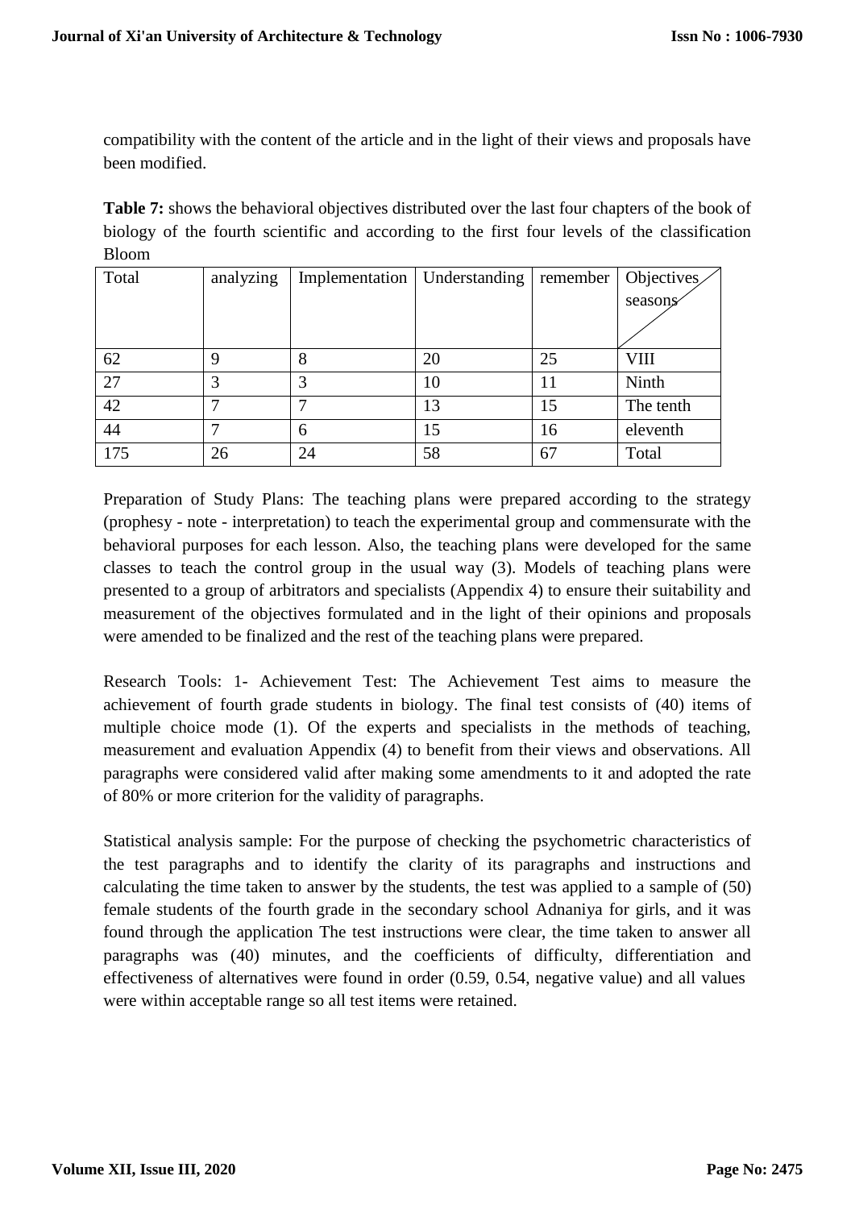compatibility with the content of the article and in the light of their views and proposals have been modified.

**Table 7:** shows the behavioral objectives distributed over the last four chapters of the book of biology of the fourth scientific and according to the first four levels of the classification Bloom

| Total | analyzing | Implementation | Understanding | remember | Objectives / seasons |
|---|---|---|---|---|---|
| 62 | 9 | 8 | 20 | 25 | VIII |
| 27 | 3 | 3 | 10 | 11 | Ninth |
| 42 | 7 | 7 | 13 | 15 | The tenth |
| 44 | 7 | 6 | 15 | 16 | eleventh |
| 175 | 26 | 24 | 58 | 67 | Total |

Preparation of Study Plans: The teaching plans were prepared according to the strategy (prophesy - note - interpretation) to teach the experimental group and commensurate with the behavioral purposes for each lesson. Also, the teaching plans were developed for the same classes to teach the control group in the usual way (3). Models of teaching plans were presented to a group of arbitrators and specialists (Appendix 4) to ensure their suitability and measurement of the objectives formulated and in the light of their opinions and proposals were amended to be finalized and the rest of the teaching plans were prepared.

Research Tools: 1- Achievement Test: The Achievement Test aims to measure the achievement of fourth grade students in biology. The final test consists of (40) items of multiple choice mode (1). Of the experts and specialists in the methods of teaching, measurement and evaluation Appendix (4) to benefit from their views and observations. All paragraphs were considered valid after making some amendments to it and adopted the rate of 80% or more criterion for the validity of paragraphs.

Statistical analysis sample: For the purpose of checking the psychometric characteristics of the test paragraphs and to identify the clarity of its paragraphs and instructions and calculating the time taken to answer by the students, the test was applied to a sample of (50) female students of the fourth grade in the secondary school Adnaniya for girls, and it was found through the application The test instructions were clear, the time taken to answer all paragraphs was (40) minutes, and the coefficients of difficulty, differentiation and effectiveness of alternatives were found in order (0.59, 0.54, negative value) and all values were within acceptable range so all test items were retained.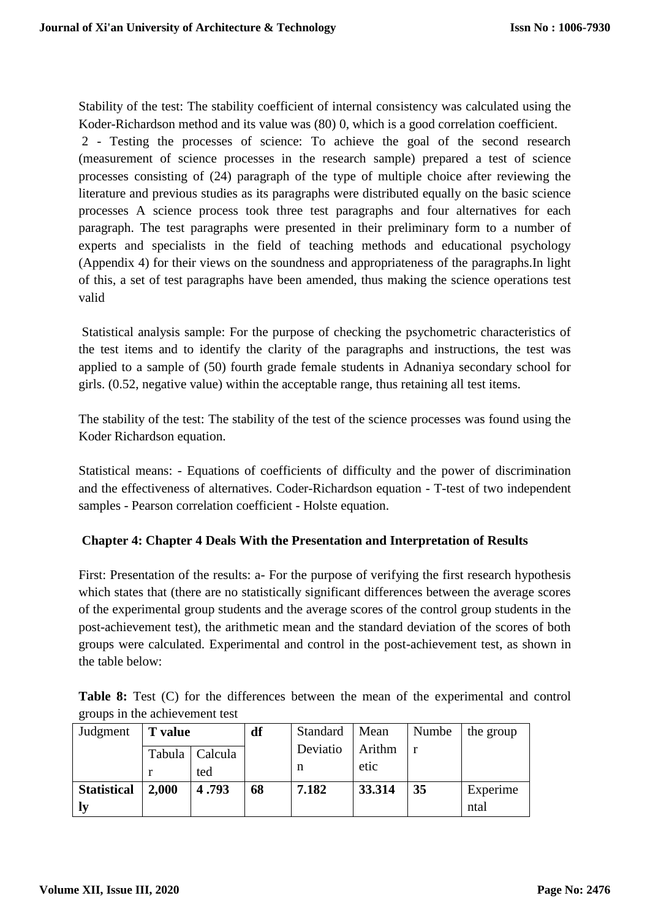Stability of the test: The stability coefficient of internal consistency was calculated using the Koder-Richardson method and its value was (80) 0, which is a good correlation coefficient.

2 - Testing the processes of science: To achieve the goal of the second research (measurement of science processes in the research sample) prepared a test of science processes consisting of (24) paragraph of the type of multiple choice after reviewing the literature and previous studies as its paragraphs were distributed equally on the basic science processes A science process took three test paragraphs and four alternatives for each paragraph. The test paragraphs were presented in their preliminary form to a number of experts and specialists in the field of teaching methods and educational psychology (Appendix 4) for their views on the soundness and appropriateness of the paragraphs.In light of this, a set of test paragraphs have been amended, thus making the science operations test valid

Statistical analysis sample: For the purpose of checking the psychometric characteristics of the test items and to identify the clarity of the paragraphs and instructions, the test was applied to a sample of (50) fourth grade female students in Adnaniya secondary school for girls. (0.52, negative value) within the acceptable range, thus retaining all test items.

The stability of the test: The stability of the test of the science processes was found using the Koder Richardson equation.

Statistical means: - Equations of coefficients of difficulty and the power of discrimination and the effectiveness of alternatives. Coder-Richardson equation - T-test of two independent samples - Pearson correlation coefficient - Holste equation.

## Chapter 4: Chapter 4 Deals With the Presentation and Interpretation of Results

First: Presentation of the results: a- For the purpose of verifying the first research hypothesis which states that (there are no statistically significant differences between the average scores of the experimental group students and the average scores of the control group students in the post-achievement test), the arithmetic mean and the standard deviation of the scores of both groups were calculated. Experimental and control in the post-achievement test, as shown in the table below:

**Table 8:** Test (C) for the differences between the mean of the experimental and control groups in the achievement test

| Judgment | **T value** | | **df** | Standard Deviation | Mean Arithmetic | Number | the group |
|---|---|---|---|---|---|---|---|
| | Tabular | Calculated | | | | | |
| **Statistically** | **2,000** | **4 .793** | **68** | **7.182** | **33.314** | **35** | Experimental |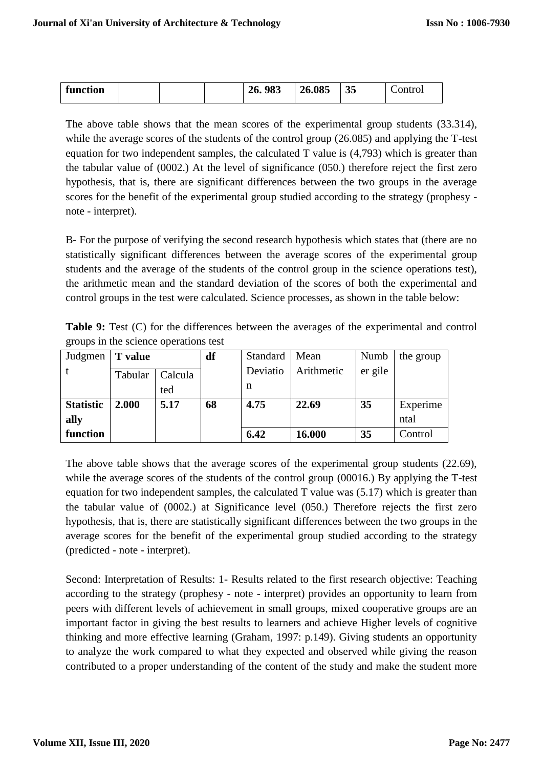| function | | | | 26. 983 | 26.085 | 35 | Control |
|---|---|---|---|---|---|---|---|

The above table shows that the mean scores of the experimental group students (33.314), while the average scores of the students of the control group (26.085) and applying the T-test equation for two independent samples, the calculated T value is (4,793) which is greater than the tabular value of (0002.) At the level of significance (050.) therefore reject the first zero hypothesis, that is, there are significant differences between the two groups in the average scores for the benefit of the experimental group studied according to the strategy (prophesy - note - interpret).

B- For the purpose of verifying the second research hypothesis which states that (there are no statistically significant differences between the average scores of the experimental group students and the average of the students of the control group in the science operations test), the arithmetic mean and the standard deviation of the scores of both the experimental and control groups in the test were calculated. Science processes, as shown in the table below:

**Table 9:** Test (C) for the differences between the averages of the experimental and control groups in the science operations test

| Judgment | T value | | df | Standard Deviation | Mean Arithmetic | Number gile | the group |
|---|---|---|---|---|---|---|---|
| | Tabular | Calculated | | | | | |
| **Statistically function** | **2.000** | **5.17** | **68** | **4.75** | **22.69** | **35** | Experimental |
| | | | | **6.42** | **16.000** | **35** | Control |

The above table shows that the average scores of the experimental group students (22.69), while the average scores of the students of the control group (00016.) By applying the T-test equation for two independent samples, the calculated T value was (5.17) which is greater than the tabular value of (0002.) at Significance level (050.) Therefore rejects the first zero hypothesis, that is, there are statistically significant differences between the two groups in the average scores for the benefit of the experimental group studied according to the strategy (predicted - note - interpret).

Second: Interpretation of Results: 1- Results related to the first research objective: Teaching according to the strategy (prophesy - note - interpret) provides an opportunity to learn from peers with different levels of achievement in small groups, mixed cooperative groups are an important factor in giving the best results to learners and achieve Higher levels of cognitive thinking and more effective learning (Graham, 1997: p.149). Giving students an opportunity to analyze the work compared to what they expected and observed while giving the reason contributed to a proper understanding of the content of the study and make the student more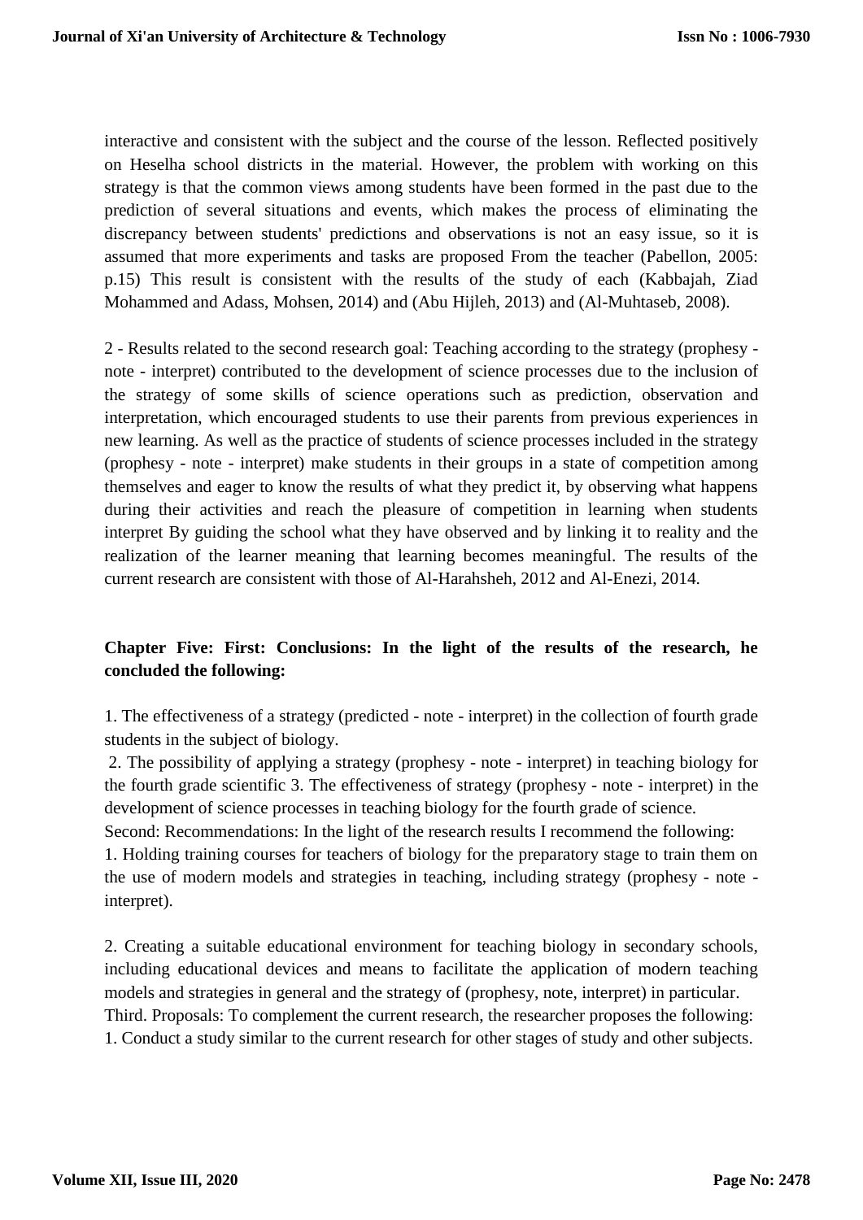interactive and consistent with the subject and the course of the lesson. Reflected positively on Heselha school districts in the material. However, the problem with working on this strategy is that the common views among students have been formed in the past due to the prediction of several situations and events, which makes the process of eliminating the discrepancy between students' predictions and observations is not an easy issue, so it is assumed that more experiments and tasks are proposed From the teacher (Pabellon, 2005: p.15) This result is consistent with the results of the study of each (Kabbajah, Ziad Mohammed and Adass, Mohsen, 2014) and (Abu Hijleh, 2013) and (Al-Muhtaseb, 2008).

2 - Results related to the second research goal: Teaching according to the strategy (prophesy - note - interpret) contributed to the development of science processes due to the inclusion of the strategy of some skills of science operations such as prediction, observation and interpretation, which encouraged students to use their parents from previous experiences in new learning. As well as the practice of students of science processes included in the strategy (prophesy - note - interpret) make students in their groups in a state of competition among themselves and eager to know the results of what they predict it, by observing what happens during their activities and reach the pleasure of competition in learning when students interpret By guiding the school what they have observed and by linking it to reality and the realization of the learner meaning that learning becomes meaningful. The results of the current research are consistent with those of Al-Harahsheh, 2012 and Al-Enezi, 2014.

## Chapter Five: First: Conclusions: In the light of the results of the research, he concluded the following:

1. The effectiveness of a strategy (predicted - note - interpret) in the collection of fourth grade students in the subject of biology.

2. The possibility of applying a strategy (prophesy - note - interpret) in teaching biology for the fourth grade scientific 3. The effectiveness of strategy (prophesy - note - interpret) in the development of science processes in teaching biology for the fourth grade of science.

Second: Recommendations: In the light of the research results I recommend the following:

1. Holding training courses for teachers of biology for the preparatory stage to train them on the use of modern models and strategies in teaching, including strategy (prophesy - note - interpret).

2. Creating a suitable educational environment for teaching biology in secondary schools, including educational devices and means to facilitate the application of modern teaching models and strategies in general and the strategy of (prophesy, note, interpret) in particular.

Third. Proposals: To complement the current research, the researcher proposes the following:

1. Conduct a study similar to the current research for other stages of study and other subjects.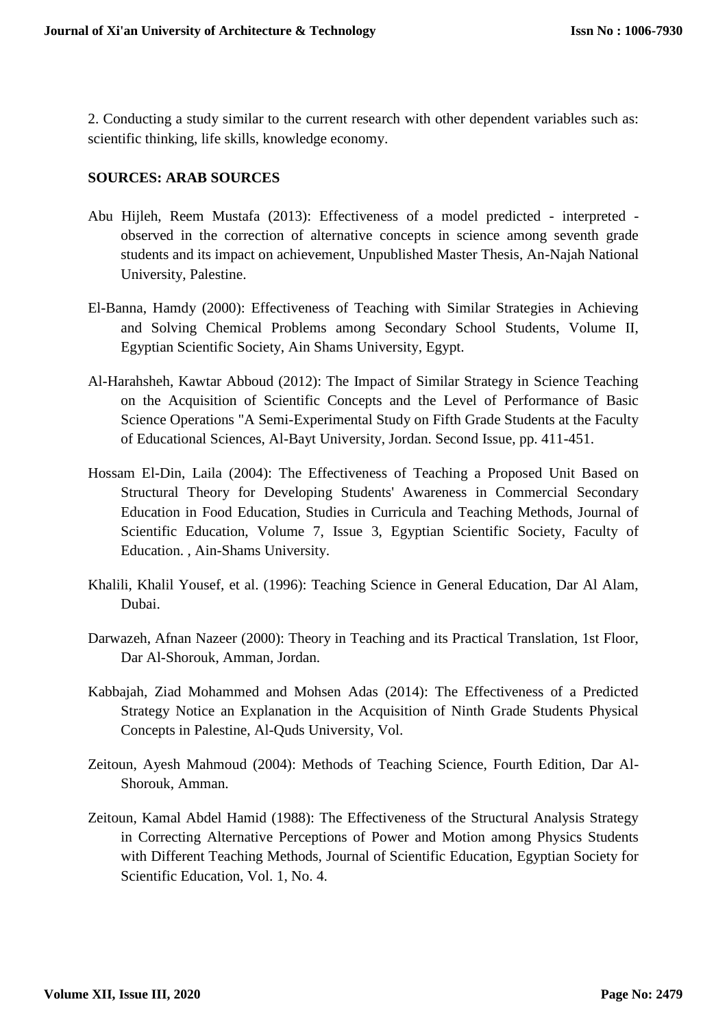2. Conducting a study similar to the current research with other dependent variables such as: scientific thinking, life skills, knowledge economy.

## SOURCES: ARAB SOURCES

Abu Hijleh, Reem Mustafa (2013): Effectiveness of a model predicted - interpreted - observed in the correction of alternative concepts in science among seventh grade students and its impact on achievement, Unpublished Master Thesis, An-Najah National University, Palestine.

El-Banna, Hamdy (2000): Effectiveness of Teaching with Similar Strategies in Achieving and Solving Chemical Problems among Secondary School Students, Volume II, Egyptian Scientific Society, Ain Shams University, Egypt.

Al-Harahsheh, Kawtar Abboud (2012): The Impact of Similar Strategy in Science Teaching on the Acquisition of Scientific Concepts and the Level of Performance of Basic Science Operations "A Semi-Experimental Study on Fifth Grade Students at the Faculty of Educational Sciences, Al-Bayt University, Jordan. Second Issue, pp. 411-451.

Hossam El-Din, Laila (2004): The Effectiveness of Teaching a Proposed Unit Based on Structural Theory for Developing Students' Awareness in Commercial Secondary Education in Food Education, Studies in Curricula and Teaching Methods, Journal of Scientific Education, Volume 7, Issue 3, Egyptian Scientific Society, Faculty of Education. , Ain-Shams University.

Khalili, Khalil Yousef, et al. (1996): Teaching Science in General Education, Dar Al Alam, Dubai.

Darwazeh, Afnan Nazeer (2000): Theory in Teaching and its Practical Translation, 1st Floor, Dar Al-Shorouk, Amman, Jordan.

Kabbajah, Ziad Mohammed and Mohsen Adas (2014): The Effectiveness of a Predicted Strategy Notice an Explanation in the Acquisition of Ninth Grade Students Physical Concepts in Palestine, Al-Quds University, Vol.

Zeitoun, Ayesh Mahmoud (2004): Methods of Teaching Science, Fourth Edition, Dar Al-Shorouk, Amman.

Zeitoun, Kamal Abdel Hamid (1988): The Effectiveness of the Structural Analysis Strategy in Correcting Alternative Perceptions of Power and Motion among Physics Students with Different Teaching Methods, Journal of Scientific Education, Egyptian Society for Scientific Education, Vol. 1, No. 4.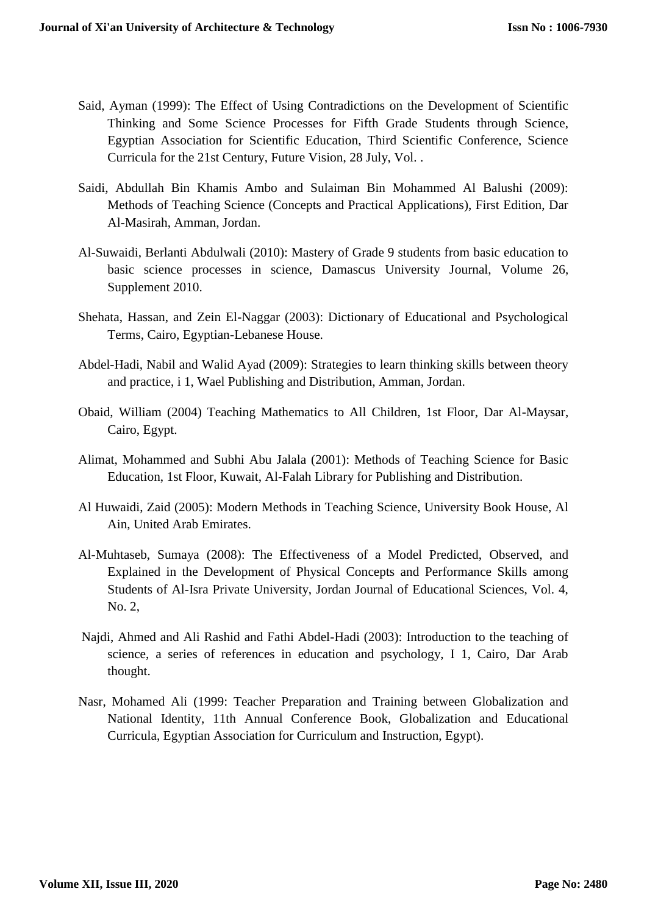Said, Ayman (1999): The Effect of Using Contradictions on the Development of Scientific Thinking and Some Science Processes for Fifth Grade Students through Science, Egyptian Association for Scientific Education, Third Scientific Conference, Science Curricula for the 21st Century, Future Vision, 28 July, Vol. .

Saidi, Abdullah Bin Khamis Ambo and Sulaiman Bin Mohammed Al Balushi (2009): Methods of Teaching Science (Concepts and Practical Applications), First Edition, Dar Al-Masirah, Amman, Jordan.

Al-Suwaidi, Berlanti Abdulwali (2010): Mastery of Grade 9 students from basic education to basic science processes in science, Damascus University Journal, Volume 26, Supplement 2010.

Shehata, Hassan, and Zein El-Naggar (2003): Dictionary of Educational and Psychological Terms, Cairo, Egyptian-Lebanese House.

Abdel-Hadi, Nabil and Walid Ayad (2009): Strategies to learn thinking skills between theory and practice, i 1, Wael Publishing and Distribution, Amman, Jordan.

Obaid, William (2004) Teaching Mathematics to All Children, 1st Floor, Dar Al-Maysar, Cairo, Egypt.

Alimat, Mohammed and Subhi Abu Jalala (2001): Methods of Teaching Science for Basic Education, 1st Floor, Kuwait, Al-Falah Library for Publishing and Distribution.

Al Huwaidi, Zaid (2005): Modern Methods in Teaching Science, University Book House, Al Ain, United Arab Emirates.

Al-Muhtaseb, Sumaya (2008): The Effectiveness of a Model Predicted, Observed, and Explained in the Development of Physical Concepts and Performance Skills among Students of Al-Isra Private University, Jordan Journal of Educational Sciences, Vol. 4, No. 2,

Najdi, Ahmed and Ali Rashid and Fathi Abdel-Hadi (2003): Introduction to the teaching of science, a series of references in education and psychology, I 1, Cairo, Dar Arab thought.

Nasr, Mohamed Ali (1999: Teacher Preparation and Training between Globalization and National Identity, 11th Annual Conference Book, Globalization and Educational Curricula, Egyptian Association for Curriculum and Instruction, Egypt).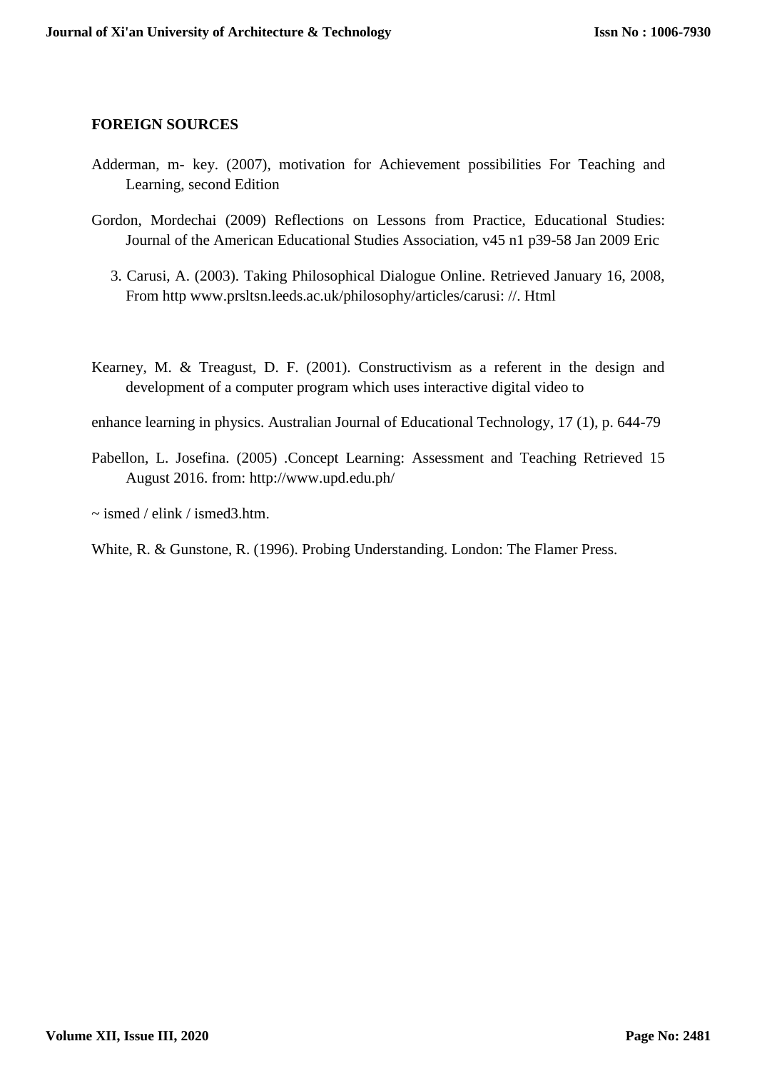**FOREIGN SOURCES**

Adderman, m- key. (2007), motivation for Achievement possibilities For Teaching and Learning, second Edition

Gordon, Mordechai (2009) Reflections on Lessons from Practice, Educational Studies: Journal of the American Educational Studies Association, v45 n1 p39-58 Jan 2009 Eric

3. Carusi, A. (2003). Taking Philosophical Dialogue Online. Retrieved January 16, 2008, From http www.prsltsn.leeds.ac.uk/philosophy/articles/carusi: //. Html

Kearney, M. & Treagust, D. F. (2001). Constructivism as a referent in the design and development of a computer program which uses interactive digital video to

enhance learning in physics. Australian Journal of Educational Technology, 17 (1), p. 644-79

Pabellon, L. Josefina. (2005) .Concept Learning: Assessment and Teaching Retrieved 15 August 2016. from: http://www.upd.edu.ph/

~ ismed / elink / ismed3.htm.

White, R. & Gunstone, R. (1996). Probing Understanding. London: The Flamer Press.